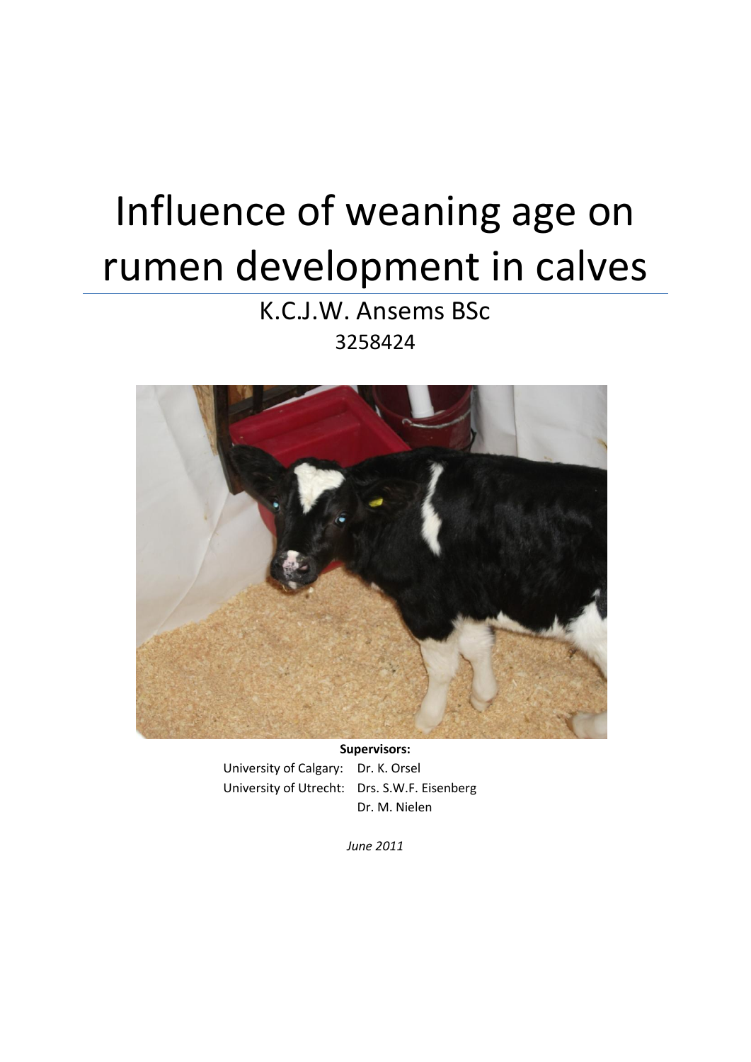# Influence of weaning age on rumen development in calves

K.C.J.W. Ansems BSc

3258424

**Supervisors:**

University of Calgary: Dr. K. Orsel

University of Utrecht: Drs. S.W.F. Eisenberg

Dr. M. Nielen

*June 2011*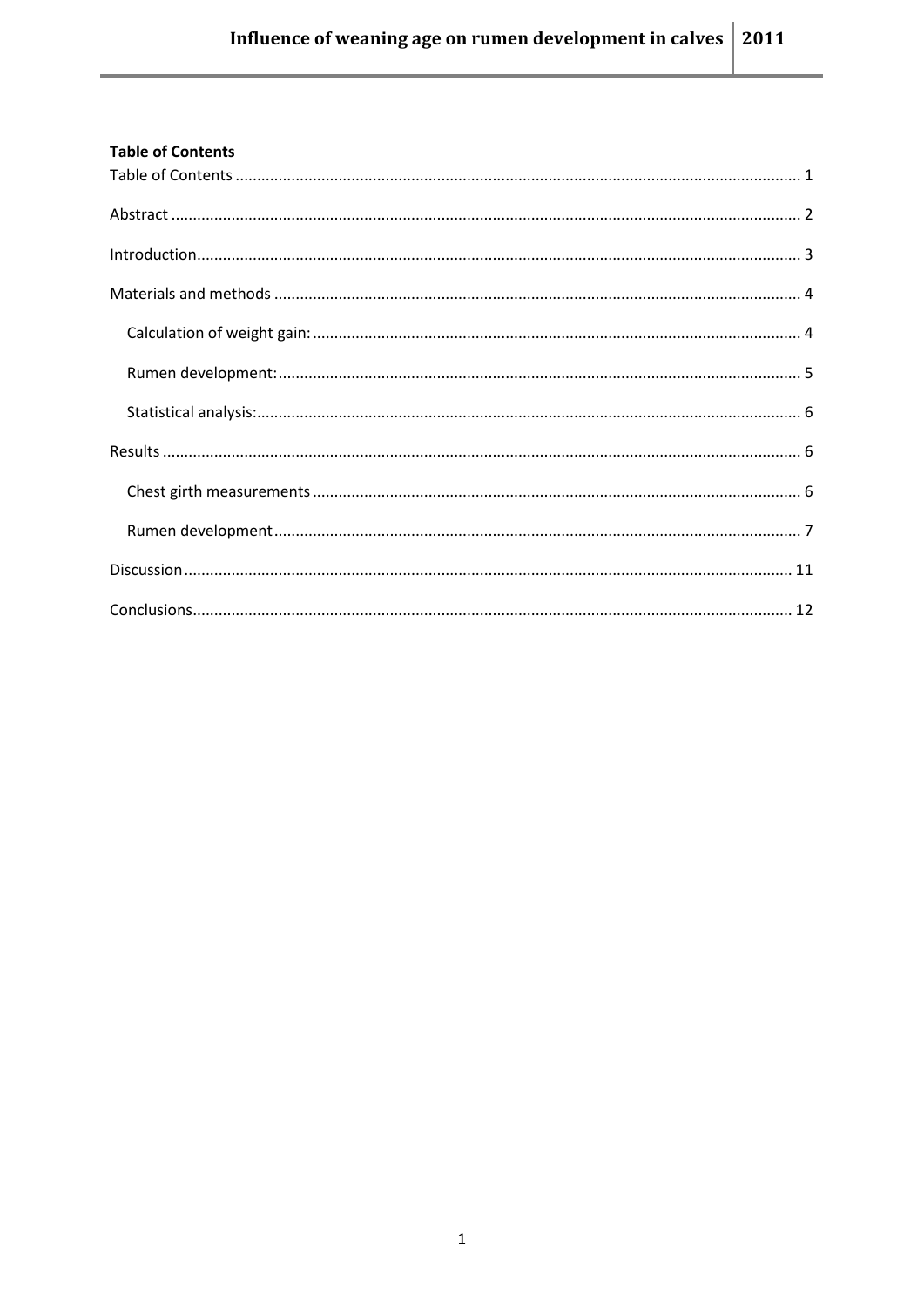**Table of Contents**

Table of Contents .................................................................................................................................. 1

Abstract ................................................................................................................................................ 2

Introduction........................................................................................................................................... 3

Materials and methods ......................................................................................................................... 4

- Calculation of weight gain: ................................................................................................................ 4
- Rumen development:......................................................................................................................... 5
- Statistical analysis:............................................................................................................................. 6

Results ................................................................................................................................................... 6

- Chest girth measurements ................................................................................................................ 6
- Rumen development.......................................................................................................................... 7

Discussion............................................................................................................................................. 11

Conclusions........................................................................................................................................... 12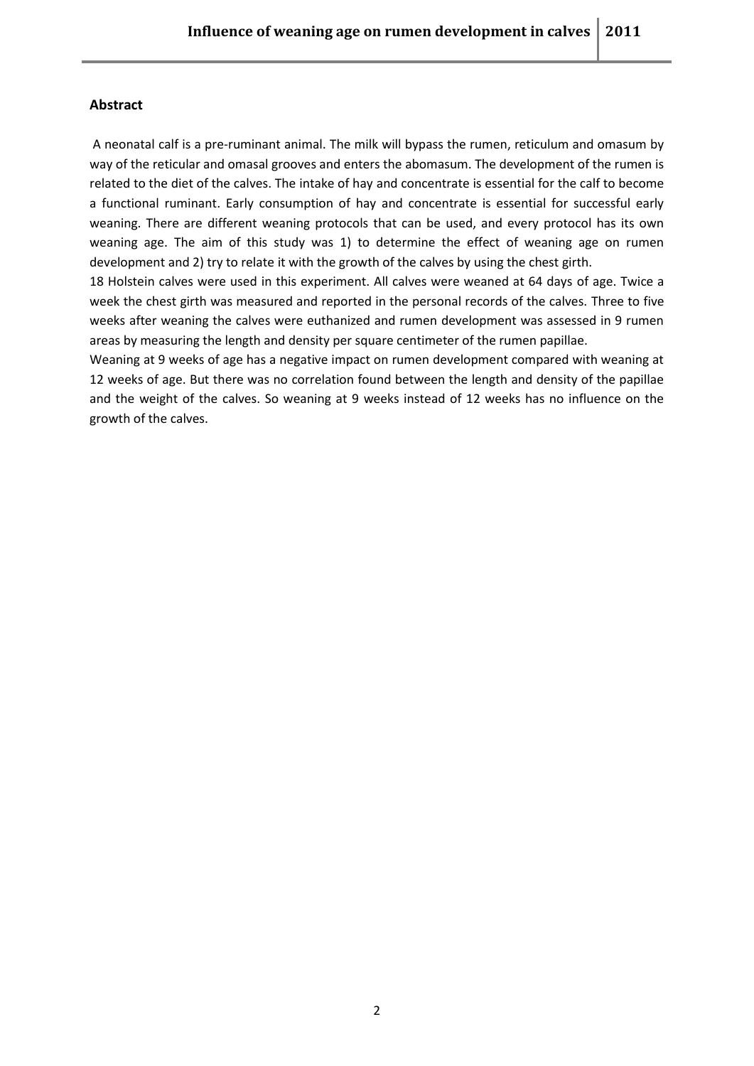## Abstract

A neonatal calf is a pre-ruminant animal. The milk will bypass the rumen, reticulum and omasum by way of the reticular and omasal grooves and enters the abomasum. The development of the rumen is related to the diet of the calves. The intake of hay and concentrate is essential for the calf to become a functional ruminant. Early consumption of hay and concentrate is essential for successful early weaning. There are different weaning protocols that can be used, and every protocol has its own weaning age. The aim of this study was 1) to determine the effect of weaning age on rumen development and 2) try to relate it with the growth of the calves by using the chest girth.

18 Holstein calves were used in this experiment. All calves were weaned at 64 days of age. Twice a week the chest girth was measured and reported in the personal records of the calves. Three to five weeks after weaning the calves were euthanized and rumen development was assessed in 9 rumen areas by measuring the length and density per square centimeter of the rumen papillae.

Weaning at 9 weeks of age has a negative impact on rumen development compared with weaning at 12 weeks of age. But there was no correlation found between the length and density of the papillae and the weight of the calves. So weaning at 9 weeks instead of 12 weeks has no influence on the growth of the calves.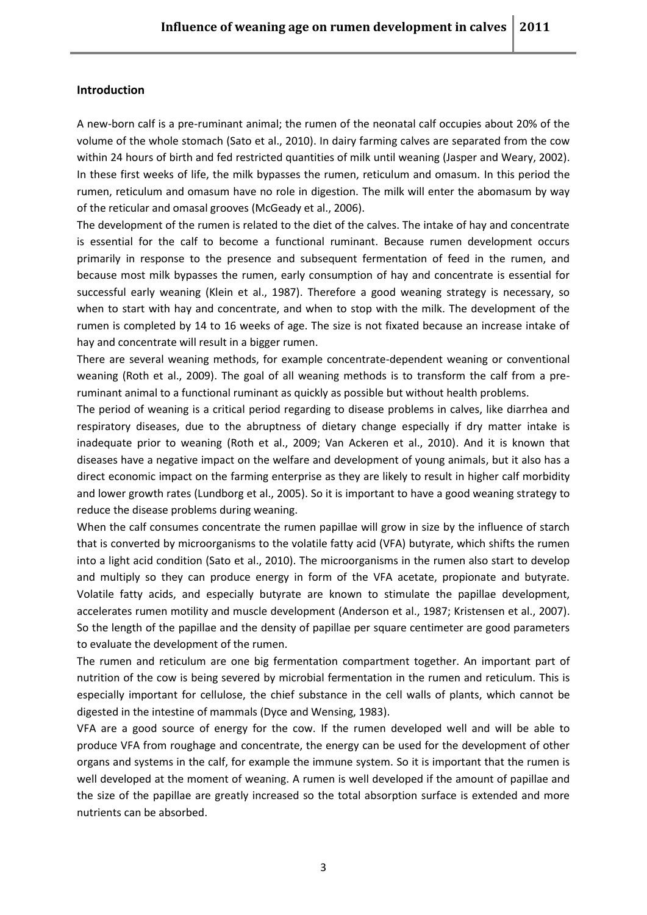### Introduction

A new-born calf is a pre-ruminant animal; the rumen of the neonatal calf occupies about 20% of the volume of the whole stomach (Sato et al., 2010). In dairy farming calves are separated from the cow within 24 hours of birth and fed restricted quantities of milk until weaning (Jasper and Weary, 2002). In these first weeks of life, the milk bypasses the rumen, reticulum and omasum. In this period the rumen, reticulum and omasum have no role in digestion. The milk will enter the abomasum by way of the reticular and omasal grooves (McGeady et al., 2006).

The development of the rumen is related to the diet of the calves. The intake of hay and concentrate is essential for the calf to become a functional ruminant. Because rumen development occurs primarily in response to the presence and subsequent fermentation of feed in the rumen, and because most milk bypasses the rumen, early consumption of hay and concentrate is essential for successful early weaning (Klein et al., 1987). Therefore a good weaning strategy is necessary, so when to start with hay and concentrate, and when to stop with the milk. The development of the rumen is completed by 14 to 16 weeks of age. The size is not fixated because an increase intake of hay and concentrate will result in a bigger rumen.

There are several weaning methods, for example concentrate-dependent weaning or conventional weaning (Roth et al., 2009). The goal of all weaning methods is to transform the calf from a pre-ruminant animal to a functional ruminant as quickly as possible but without health problems.

The period of weaning is a critical period regarding to disease problems in calves, like diarrhea and respiratory diseases, due to the abruptness of dietary change especially if dry matter intake is inadequate prior to weaning (Roth et al., 2009; Van Ackeren et al., 2010). And it is known that diseases have a negative impact on the welfare and development of young animals, but it also has a direct economic impact on the farming enterprise as they are likely to result in higher calf morbidity and lower growth rates (Lundborg et al., 2005). So it is important to have a good weaning strategy to reduce the disease problems during weaning.

When the calf consumes concentrate the rumen papillae will grow in size by the influence of starch that is converted by microorganisms to the volatile fatty acid (VFA) butyrate, which shifts the rumen into a light acid condition (Sato et al., 2010). The microorganisms in the rumen also start to develop and multiply so they can produce energy in form of the VFA acetate, propionate and butyrate. Volatile fatty acids, and especially butyrate are known to stimulate the papillae development, accelerates rumen motility and muscle development (Anderson et al., 1987; Kristensen et al., 2007). So the length of the papillae and the density of papillae per square centimeter are good parameters to evaluate the development of the rumen.

The rumen and reticulum are one big fermentation compartment together. An important part of nutrition of the cow is being severed by microbial fermentation in the rumen and reticulum. This is especially important for cellulose, the chief substance in the cell walls of plants, which cannot be digested in the intestine of mammals (Dyce and Wensing, 1983).

VFA are a good source of energy for the cow. If the rumen developed well and will be able to produce VFA from roughage and concentrate, the energy can be used for the development of other organs and systems in the calf, for example the immune system. So it is important that the rumen is well developed at the moment of weaning. A rumen is well developed if the amount of papillae and the size of the papillae are greatly increased so the total absorption surface is extended and more nutrients can be absorbed.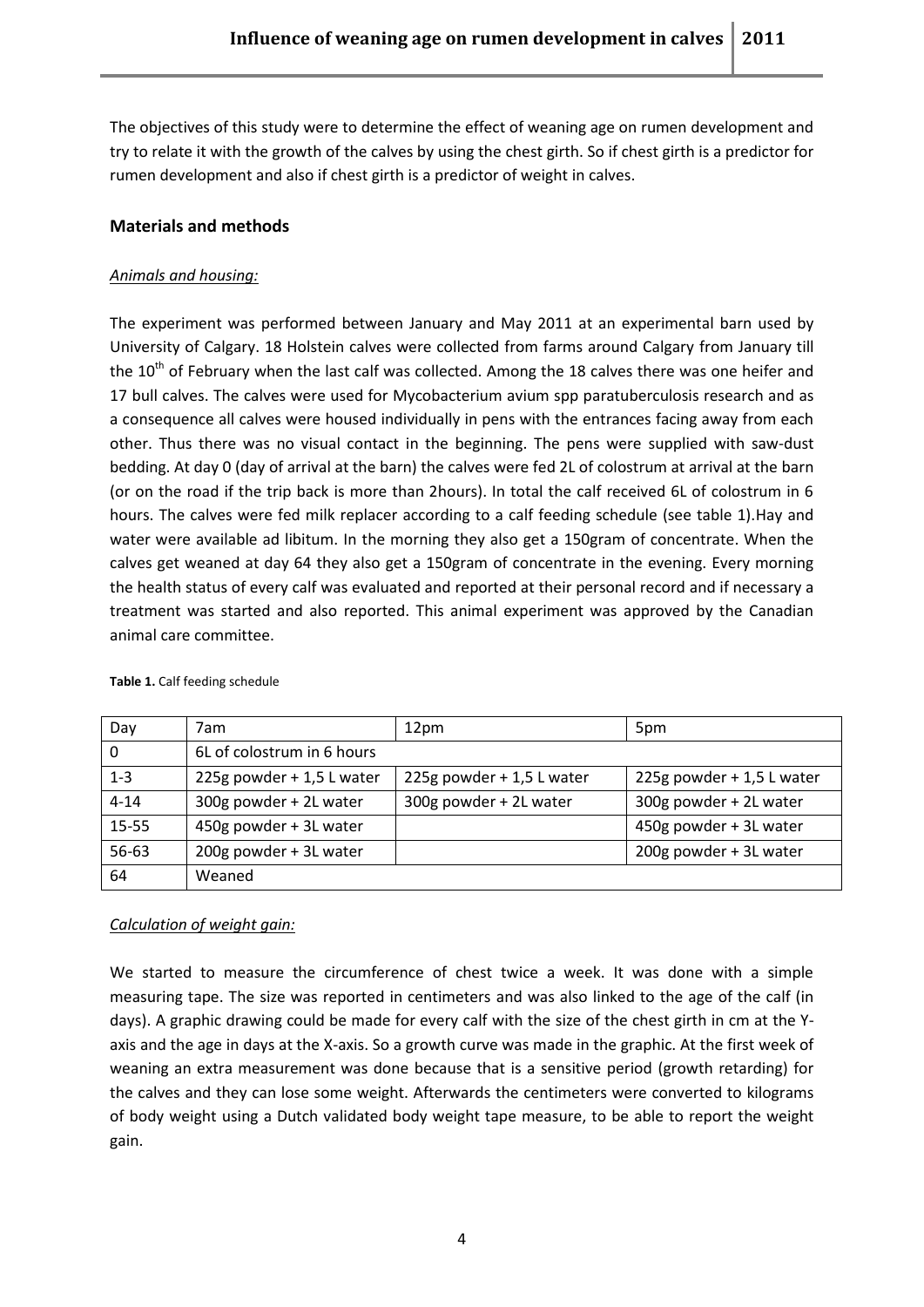The objectives of this study were to determine the effect of weaning age on rumen development and try to relate it with the growth of the calves by using the chest girth. So if chest girth is a predictor for rumen development and also if chest girth is a predictor of weight in calves.

## Materials and methods

### *Animals and housing:*

The experiment was performed between January and May 2011 at an experimental barn used by University of Calgary. 18 Holstein calves were collected from farms around Calgary from January till the 10th of February when the last calf was collected. Among the 18 calves there was one heifer and 17 bull calves. The calves were used for Mycobacterium avium spp paratuberculosis research and as a consequence all calves were housed individually in pens with the entrances facing away from each other. Thus there was no visual contact in the beginning. The pens were supplied with saw-dust bedding. At day 0 (day of arrival at the barn) the calves were fed 2L of colostrum at arrival at the barn (or on the road if the trip back is more than 2hours). In total the calf received 6L of colostrum in 6 hours. The calves were fed milk replacer according to a calf feeding schedule (see table 1).Hay and water were available ad libitum. In the morning they also get a 150gram of concentrate. When the calves get weaned at day 64 they also get a 150gram of concentrate in the evening. Every morning the health status of every calf was evaluated and reported at their personal record and if necessary a treatment was started and also reported. This animal experiment was approved by the Canadian animal care committee.

**Table 1.** Calf feeding schedule

| Day | 7am | 12pm | 5pm |
|---|---|---|---|
| 0 | 6L of colostrum in 6 hours | | |
| 1-3 | 225g powder + 1,5 L water | 225g powder + 1,5 L water | 225g powder + 1,5 L water |
| 4-14 | 300g powder + 2L water | 300g powder + 2L water | 300g powder + 2L water |
| 15-55 | 450g powder + 3L water | | 450g powder + 3L water |
| 56-63 | 200g powder + 3L water | | 200g powder + 3L water |
| 64 | Weaned | | |

### *Calculation of weight gain:*

We started to measure the circumference of chest twice a week. It was done with a simple measuring tape. The size was reported in centimeters and was also linked to the age of the calf (in days). A graphic drawing could be made for every calf with the size of the chest girth in cm at the Y-axis and the age in days at the X-axis. So a growth curve was made in the graphic. At the first week of weaning an extra measurement was done because that is a sensitive period (growth retarding) for the calves and they can lose some weight. Afterwards the centimeters were converted to kilograms of body weight using a Dutch validated body weight tape measure, to be able to report the weight gain.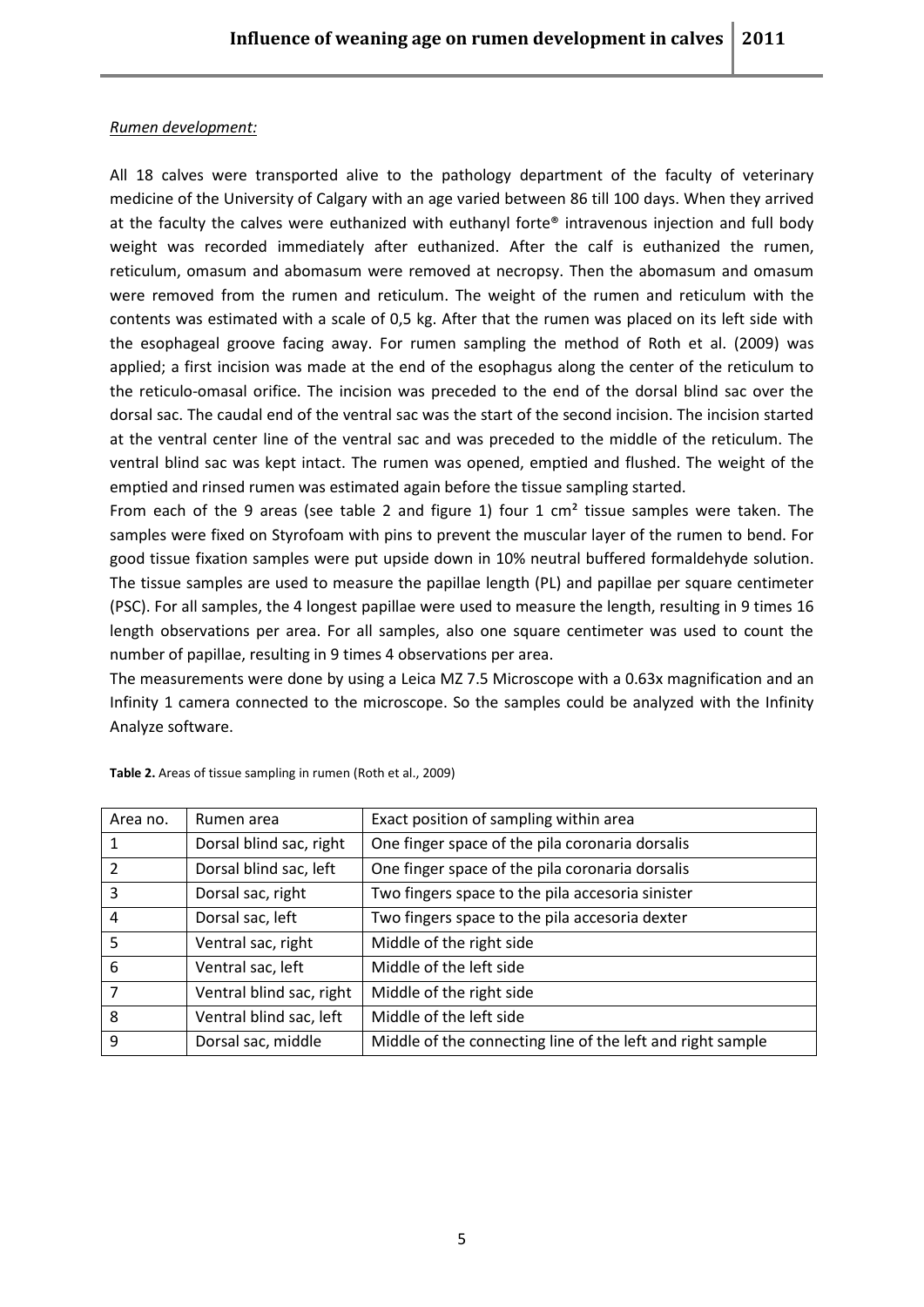*Rumen development:*

All 18 calves were transported alive to the pathology department of the faculty of veterinary medicine of the University of Calgary with an age varied between 86 till 100 days. When they arrived at the faculty the calves were euthanized with euthanyl forte® intravenous injection and full body weight was recorded immediately after euthanized. After the calf is euthanized the rumen, reticulum, omasum and abomasum were removed at necropsy. Then the abomasum and omasum were removed from the rumen and reticulum. The weight of the rumen and reticulum with the contents was estimated with a scale of 0,5 kg. After that the rumen was placed on its left side with the esophageal groove facing away. For rumen sampling the method of Roth et al. (2009) was applied; a first incision was made at the end of the esophagus along the center of the reticulum to the reticulo-omasal orifice. The incision was preceded to the end of the dorsal blind sac over the dorsal sac. The caudal end of the ventral sac was the start of the second incision. The incision started at the ventral center line of the ventral sac and was preceded to the middle of the reticulum. The ventral blind sac was kept intact. The rumen was opened, emptied and flushed. The weight of the emptied and rinsed rumen was estimated again before the tissue sampling started.

From each of the 9 areas (see table 2 and figure 1) four 1 $cm^2$ tissue samples were taken. The samples were fixed on Styrofoam with pins to prevent the muscular layer of the rumen to bend. For good tissue fixation samples were put upside down in 10% neutral buffered formaldehyde solution. The tissue samples are used to measure the papillae length (PL) and papillae per square centimeter (PSC). For all samples, the 4 longest papillae were used to measure the length, resulting in 9 times 16 length observations per area. For all samples, also one square centimeter was used to count the number of papillae, resulting in 9 times 4 observations per area.

The measurements were done by using a Leica MZ 7.5 Microscope with a 0.63x magnification and an Infinity 1 camera connected to the microscope. So the samples could be analyzed with the Infinity Analyze software.

**Table 2.** Areas of tissue sampling in rumen (Roth et al., 2009)

| Area no. | Rumen area | Exact position of sampling within area |
|---|---|---|
| 1 | Dorsal blind sac, right | One finger space of the pila coronaria dorsalis |
| 2 | Dorsal blind sac, left | One finger space of the pila coronaria dorsalis |
| 3 | Dorsal sac, right | Two fingers space to the pila accesoria sinister |
| 4 | Dorsal sac, left | Two fingers space to the pila accesoria dexter |
| 5 | Ventral sac, right | Middle of the right side |
| 6 | Ventral sac, left | Middle of the left side |
| 7 | Ventral blind sac, right | Middle of the right side |
| 8 | Ventral blind sac, left | Middle of the left side |
| 9 | Dorsal sac, middle | Middle of the connecting line of the left and right sample |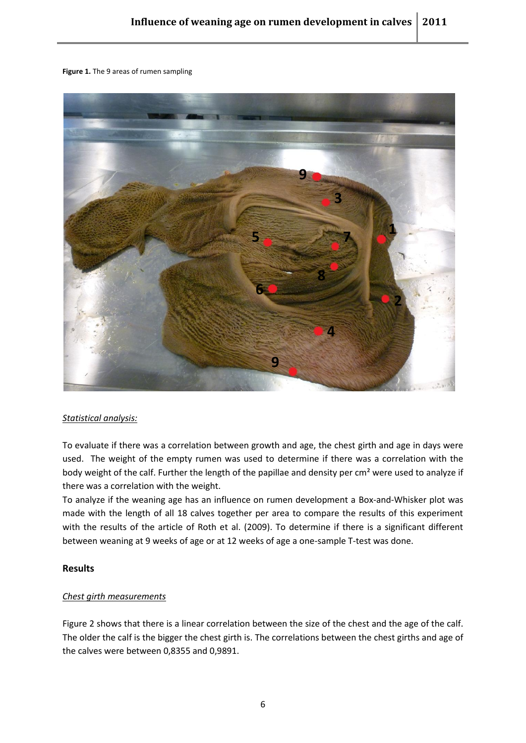**Figure 1.** The 9 areas of rumen sampling

*Statistical analysis:*

To evaluate if there was a correlation between growth and age, the chest girth and age in days were used. The weight of the empty rumen was used to determine if there was a correlation with the body weight of the calf. Further the length of the papillae and density per cm² were used to analyze if there was a correlation with the weight.

To analyze if the weaning age has an influence on rumen development a Box-and-Whisker plot was made with the length of all 18 calves together per area to compare the results of this experiment with the results of the article of Roth et al. (2009). To determine if there is a significant different between weaning at 9 weeks of age or at 12 weeks of age a one-sample T-test was done.

## Results

*Chest girth measurements*

Figure 2 shows that there is a linear correlation between the size of the chest and the age of the calf. The older the calf is the bigger the chest girth is. The correlations between the chest girths and age of the calves were between 0,8355 and 0,9891.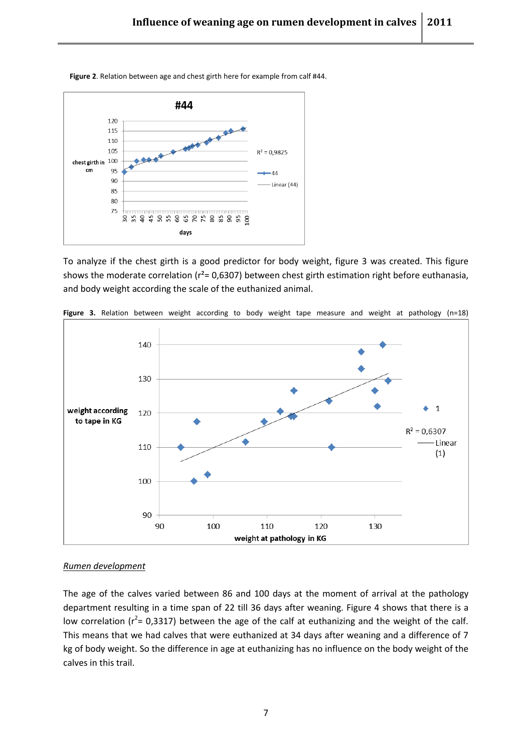**Figure 2**. Relation between age and chest girth here for example from calf #44.

To analyze if the chest girth is a good predictor for body weight, figure 3 was created. This figure shows the moderate correlation ($r^2$= 0,6307) between chest girth estimation right before euthanasia, and body weight according the scale of the euthanized animal.

**Figure 3.** Relation between weight according to body weight tape measure and weight at pathology (n=18)

*Rumen development*

The age of the calves varied between 86 and 100 days at the moment of arrival at the pathology department resulting in a time span of 22 till 36 days after weaning. Figure 4 shows that there is a low correlation ($r^2$= 0,3317) between the age of the calf at euthanizing and the weight of the calf. This means that we had calves that were euthanized at 34 days after weaning and a difference of 7 kg of body weight. So the difference in age at euthanizing has no influence on the body weight of the calves in this trail.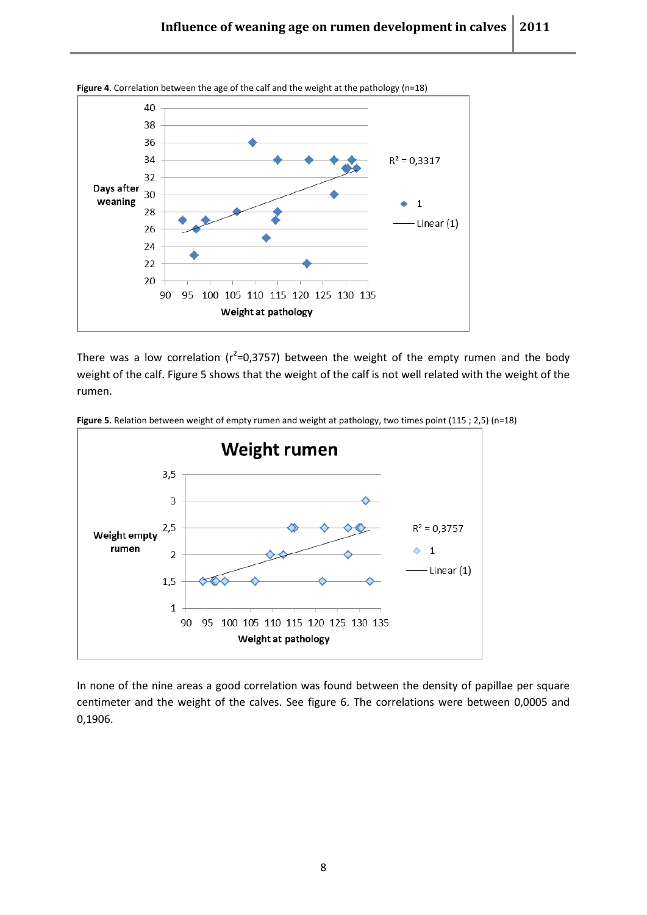**Figure 4**. Correlation between the age of the calf and the weight at the pathology (n=18)

There was a low correlation ($r^2$=0,3757) between the weight of the empty rumen and the body weight of the calf. Figure 5 shows that the weight of the calf is not well related with the weight of the rumen.

**Figure 5.** Relation between weight of empty rumen and weight at pathology, two times point (115 ; 2,5) (n=18)

In none of the nine areas a good correlation was found between the density of papillae per square centimeter and the weight of the calves. See figure 6. The correlations were between 0,0005 and 0,1906.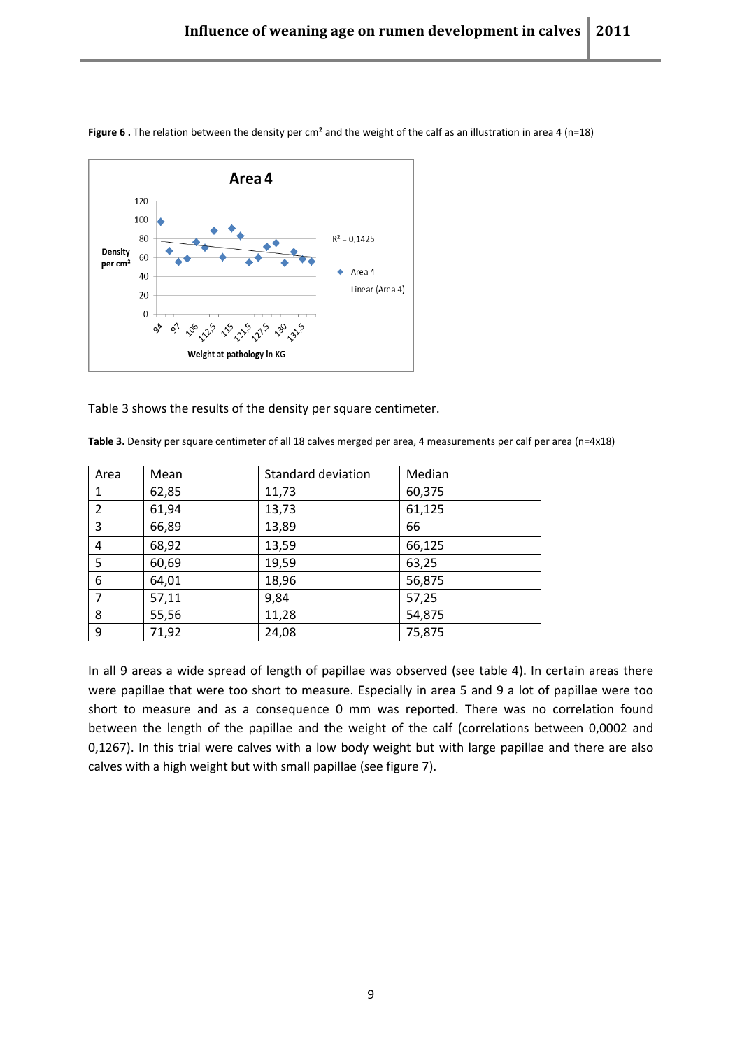**Figure 6 .** The relation between the density per cm² and the weight of the calf as an illustration in area 4 (n=18)

Table 3 shows the results of the density per square centimeter.

**Table 3.** Density per square centimeter of all 18 calves merged per area, 4 measurements per calf per area (n=4x18)

| Area | Mean | Standard deviation | Median |
|---|---|---|---|
| 1 | 62,85 | 11,73 | 60,375 |
| 2 | 61,94 | 13,73 | 61,125 |
| 3 | 66,89 | 13,89 | 66 |
| 4 | 68,92 | 13,59 | 66,125 |
| 5 | 60,69 | 19,59 | 63,25 |
| 6 | 64,01 | 18,96 | 56,875 |
| 7 | 57,11 | 9,84 | 57,25 |
| 8 | 55,56 | 11,28 | 54,875 |
| 9 | 71,92 | 24,08 | 75,875 |

In all 9 areas a wide spread of length of papillae was observed (see table 4). In certain areas there were papillae that were too short to measure. Especially in area 5 and 9 a lot of papillae were too short to measure and as a consequence 0 mm was reported. There was no correlation found between the length of the papillae and the weight of the calf (correlations between 0,0002 and 0,1267). In this trial were calves with a low body weight but with large papillae and there are also calves with a high weight but with small papillae (see figure 7).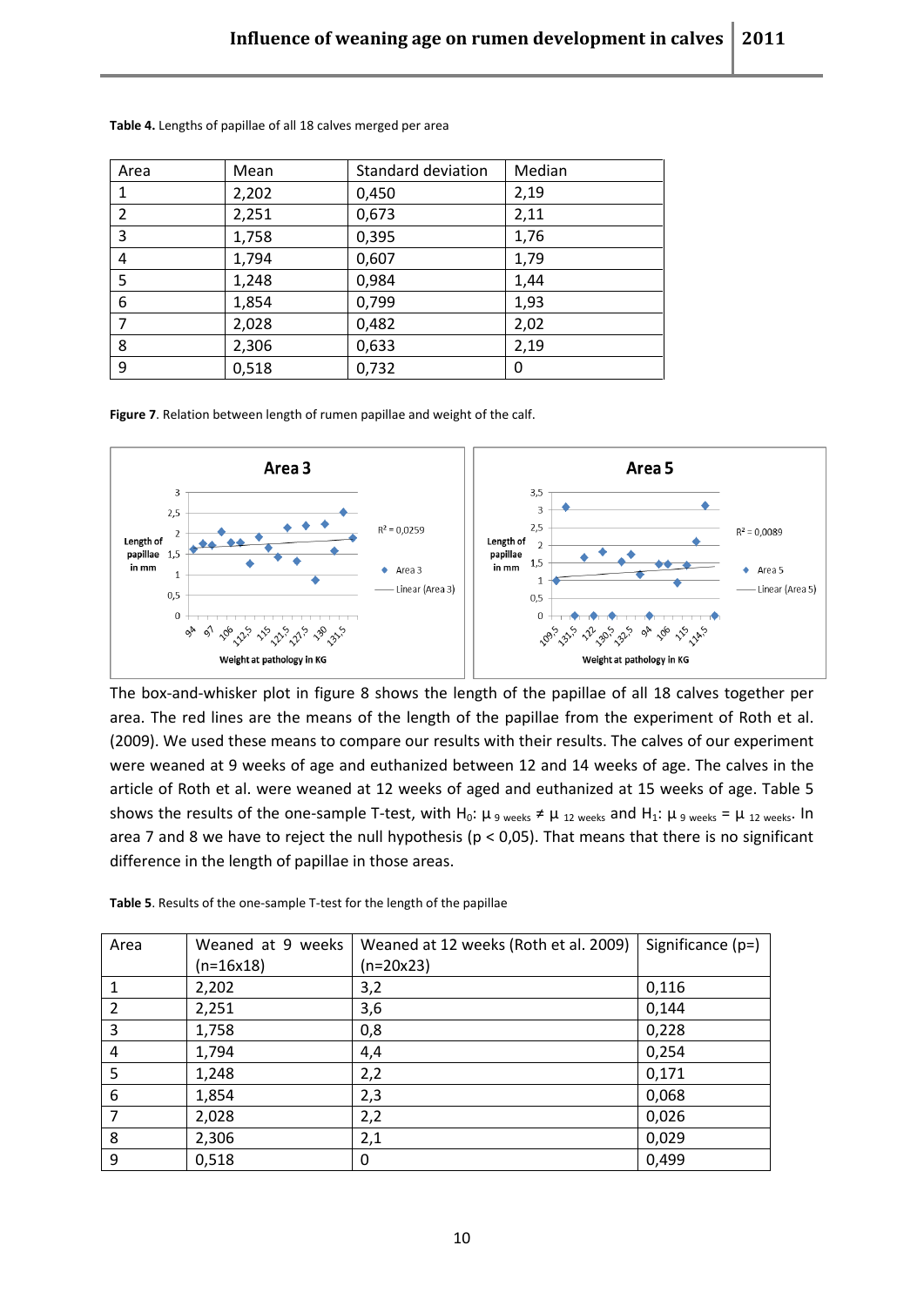**Table 4.** Lengths of papillae of all 18 calves merged per area

| Area | Mean | Standard deviation | Median |
|---|---|---|---|
| 1 | 2,202 | 0,450 | 2,19 |
| 2 | 2,251 | 0,673 | 2,11 |
| 3 | 1,758 | 0,395 | 1,76 |
| 4 | 1,794 | 0,607 | 1,79 |
| 5 | 1,248 | 0,984 | 1,44 |
| 6 | 1,854 | 0,799 | 1,93 |
| 7 | 2,028 | 0,482 | 2,02 |
| 8 | 2,306 | 0,633 | 2,19 |
| 9 | 0,518 | 0,732 | 0 |

**Figure 7**. Relation between length of rumen papillae and weight of the calf.

The box-and-whisker plot in figure 8 shows the length of the papillae of all 18 calves together per area. The red lines are the means of the length of the papillae from the experiment of Roth et al. (2009). We used these means to compare our results with their results. The calves of our experiment were weaned at 9 weeks of age and euthanized between 12 and 14 weeks of age. The calves in the article of Roth et al. were weaned at 12 weeks of aged and euthanized at 15 weeks of age. Table 5 shows the results of the one-sample T-test, with $H_0$: $\mu_{9\ weeks} \neq \mu_{12\ weeks}$ and $H_1$: $\mu_{9\ weeks} = \mu_{12\ weeks}$. In area 7 and 8 we have to reject the null hypothesis ($p < 0{,}05$). That means that there is no significant difference in the length of papillae in those areas.

**Table 5**. Results of the one-sample T-test for the length of the papillae

| Area | Weaned at 9 weeks (n=16x18) | Weaned at 12 weeks (Roth et al. 2009) (n=20x23) | Significance (p=) |
|---|---|---|---|
| 1 | 2,202 | 3,2 | 0,116 |
| 2 | 2,251 | 3,6 | 0,144 |
| 3 | 1,758 | 0,8 | 0,228 |
| 4 | 1,794 | 4,4 | 0,254 |
| 5 | 1,248 | 2,2 | 0,171 |
| 6 | 1,854 | 2,3 | 0,068 |
| 7 | 2,028 | 2,2 | 0,026 |
| 8 | 2,306 | 2,1 | 0,029 |
| 9 | 0,518 | 0 | 0,499 |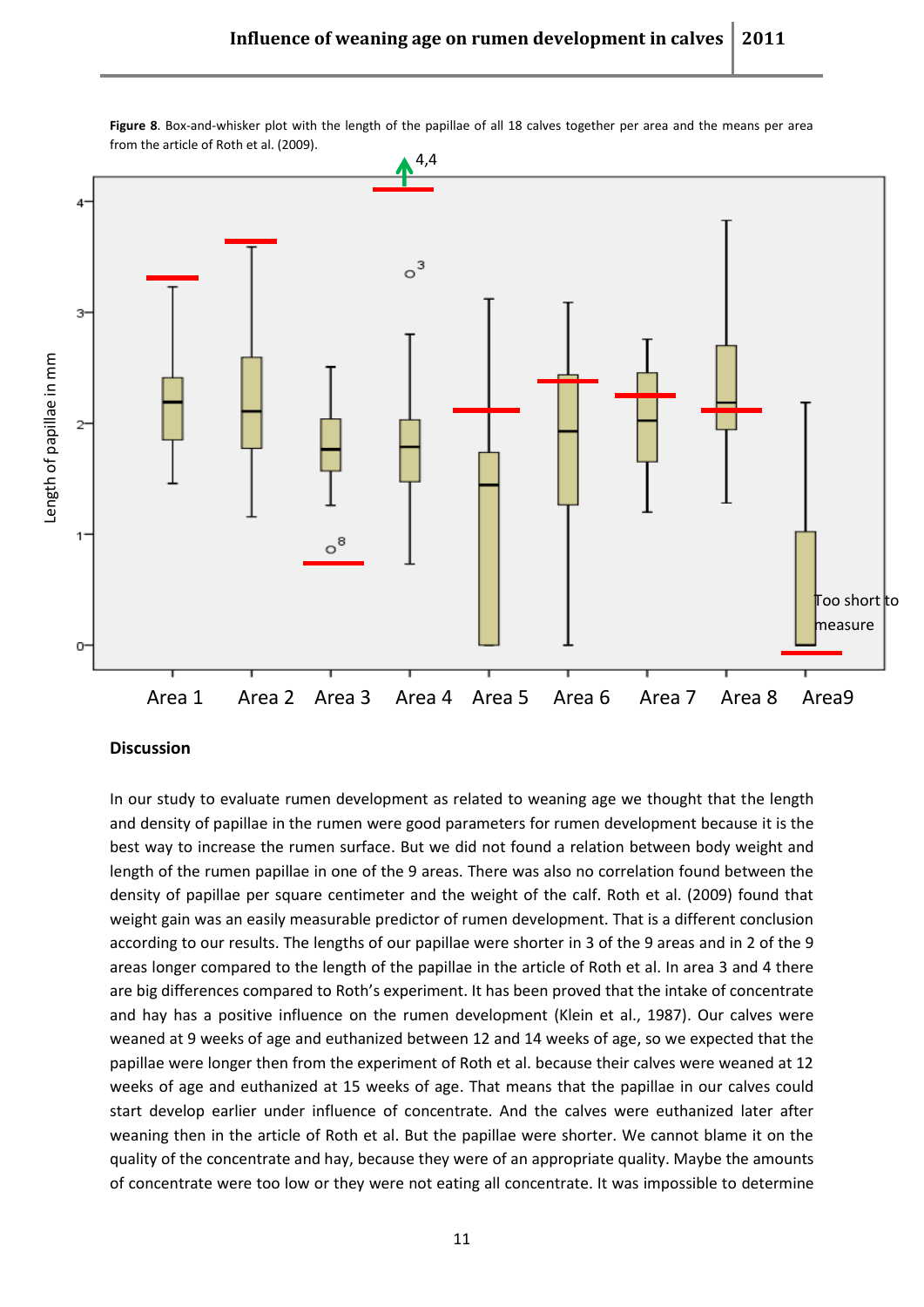**Figure 8**. Box-and-whisker plot with the length of the papillae of all 18 calves together per area and the means per area from the article of Roth et al. (2009).

### Discussion

In our study to evaluate rumen development as related to weaning age we thought that the length and density of papillae in the rumen were good parameters for rumen development because it is the best way to increase the rumen surface. But we did not found a relation between body weight and length of the rumen papillae in one of the 9 areas. There was also no correlation found between the density of papillae per square centimeter and the weight of the calf. Roth et al. (2009) found that weight gain was an easily measurable predictor of rumen development. That is a different conclusion according to our results. The lengths of our papillae were shorter in 3 of the 9 areas and in 2 of the 9 areas longer compared to the length of the papillae in the article of Roth et al. In area 3 and 4 there are big differences compared to Roth's experiment. It has been proved that the intake of concentrate and hay has a positive influence on the rumen development (Klein et al., 1987). Our calves were weaned at 9 weeks of age and euthanized between 12 and 14 weeks of age, so we expected that the papillae were longer then from the experiment of Roth et al. because their calves were weaned at 12 weeks of age and euthanized at 15 weeks of age. That means that the papillae in our calves could start develop earlier under influence of concentrate. And the calves were euthanized later after weaning then in the article of Roth et al. But the papillae were shorter. We cannot blame it on the quality of the concentrate and hay, because they were of an appropriate quality. Maybe the amounts of concentrate were too low or they were not eating all concentrate. It was impossible to determine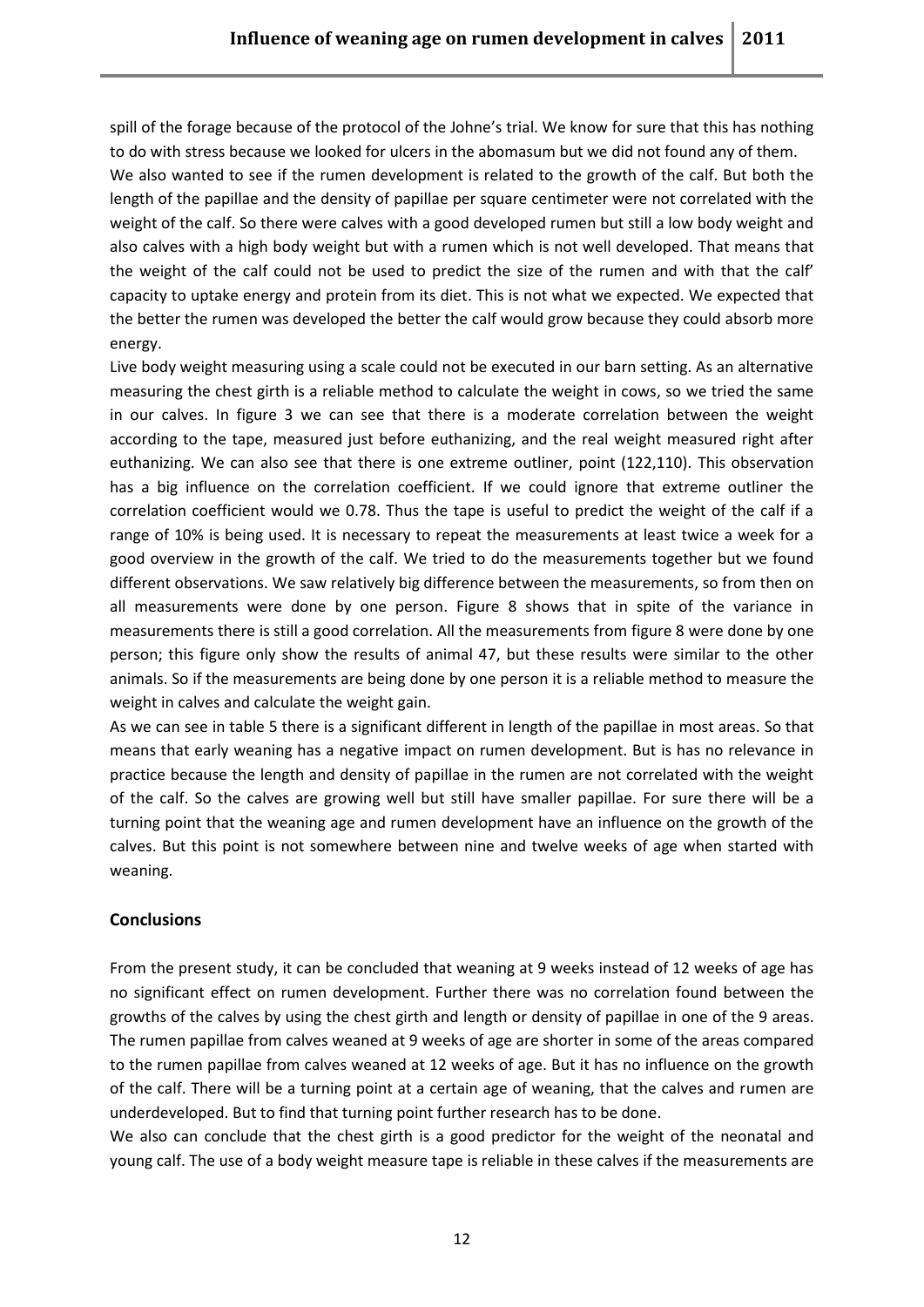spill of the forage because of the protocol of the Johne's trial. We know for sure that this has nothing to do with stress because we looked for ulcers in the abomasum but we did not found any of them.
We also wanted to see if the rumen development is related to the growth of the calf. But both the length of the papillae and the density of papillae per square centimeter were not correlated with the weight of the calf. So there were calves with a good developed rumen but still a low body weight and also calves with a high body weight but with a rumen which is not well developed. That means that the weight of the calf could not be used to predict the size of the rumen and with that the calf' capacity to uptake energy and protein from its diet. This is not what we expected. We expected that the better the rumen was developed the better the calf would grow because they could absorb more energy.
Live body weight measuring using a scale could not be executed in our barn setting. As an alternative measuring the chest girth is a reliable method to calculate the weight in cows, so we tried the same in our calves. In figure 3 we can see that there is a moderate correlation between the weight according to the tape, measured just before euthanizing, and the real weight measured right after euthanizing. We can also see that there is one extreme outliner, point (122,110). This observation has a big influence on the correlation coefficient. If we could ignore that extreme outliner the correlation coefficient would we 0.78. Thus the tape is useful to predict the weight of the calf if a range of 10% is being used. It is necessary to repeat the measurements at least twice a week for a good overview in the growth of the calf. We tried to do the measurements together but we found different observations. We saw relatively big difference between the measurements, so from then on all measurements were done by one person. Figure 8 shows that in spite of the variance in measurements there is still a good correlation. All the measurements from figure 8 were done by one person; this figure only show the results of animal 47, but these results were similar to the other animals. So if the measurements are being done by one person it is a reliable method to measure the weight in calves and calculate the weight gain.
As we can see in table 5 there is a significant different in length of the papillae in most areas. So that means that early weaning has a negative impact on rumen development. But is has no relevance in practice because the length and density of papillae in the rumen are not correlated with the weight of the calf. So the calves are growing well but still have smaller papillae. For sure there will be a turning point that the weaning age and rumen development have an influence on the growth of the calves. But this point is not somewhere between nine and twelve weeks of age when started with weaning.

## Conclusions

From the present study, it can be concluded that weaning at 9 weeks instead of 12 weeks of age has no significant effect on rumen development. Further there was no correlation found between the growths of the calves by using the chest girth and length or density of papillae in one of the 9 areas. The rumen papillae from calves weaned at 9 weeks of age are shorter in some of the areas compared to the rumen papillae from calves weaned at 12 weeks of age. But it has no influence on the growth of the calf. There will be a turning point at a certain age of weaning, that the calves and rumen are underdeveloped. But to find that turning point further research has to be done.
We also can conclude that the chest girth is a good predictor for the weight of the neonatal and young calf. The use of a body weight measure tape is reliable in these calves if the measurements are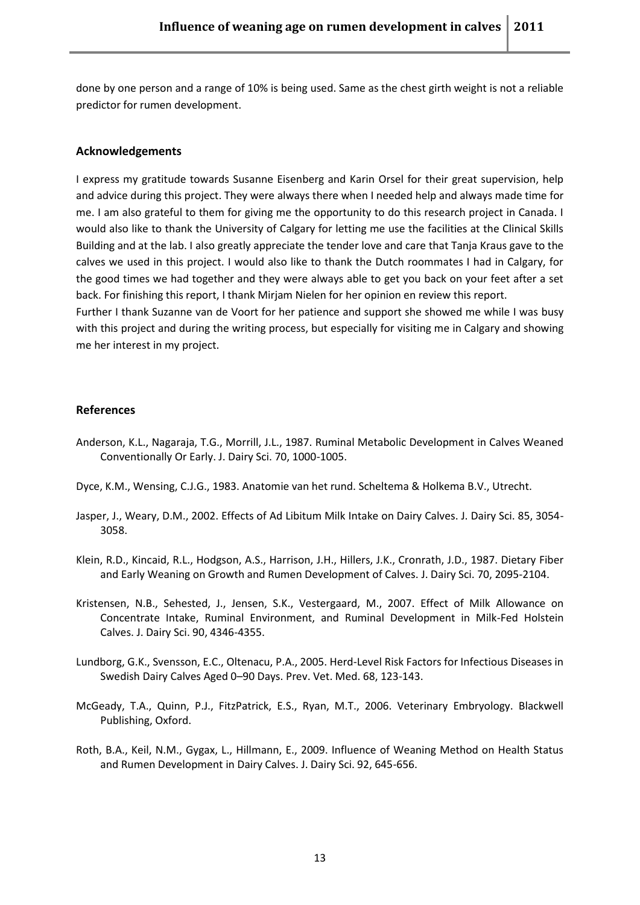done by one person and a range of 10% is being used. Same as the chest girth weight is not a reliable predictor for rumen development.

## Acknowledgements

I express my gratitude towards Susanne Eisenberg and Karin Orsel for their great supervision, help and advice during this project. They were always there when I needed help and always made time for me. I am also grateful to them for giving me the opportunity to do this research project in Canada. I would also like to thank the University of Calgary for letting me use the facilities at the Clinical Skills Building and at the lab. I also greatly appreciate the tender love and care that Tanja Kraus gave to the calves we used in this project. I would also like to thank the Dutch roommates I had in Calgary, for the good times we had together and they were always able to get you back on your feet after a set back. For finishing this report, I thank Mirjam Nielen for her opinion en review this report.
Further I thank Suzanne van de Voort for her patience and support she showed me while I was busy with this project and during the writing process, but especially for visiting me in Calgary and showing me her interest in my project.

## References

Anderson, K.L., Nagaraja, T.G., Morrill, J.L., 1987. Ruminal Metabolic Development in Calves Weaned Conventionally Or Early. J. Dairy Sci. 70, 1000-1005.

Dyce, K.M., Wensing, C.J.G., 1983. Anatomie van het rund. Scheltema & Holkema B.V., Utrecht.

Jasper, J., Weary, D.M., 2002. Effects of Ad Libitum Milk Intake on Dairy Calves. J. Dairy Sci. 85, 3054-3058.

Klein, R.D., Kincaid, R.L., Hodgson, A.S., Harrison, J.H., Hillers, J.K., Cronrath, J.D., 1987. Dietary Fiber and Early Weaning on Growth and Rumen Development of Calves. J. Dairy Sci. 70, 2095-2104.

Kristensen, N.B., Sehested, J., Jensen, S.K., Vestergaard, M., 2007. Effect of Milk Allowance on Concentrate Intake, Ruminal Environment, and Ruminal Development in Milk-Fed Holstein Calves. J. Dairy Sci. 90, 4346-4355.

Lundborg, G.K., Svensson, E.C., Oltenacu, P.A., 2005. Herd-Level Risk Factors for Infectious Diseases in Swedish Dairy Calves Aged 0–90 Days. Prev. Vet. Med. 68, 123-143.

McGeady, T.A., Quinn, P.J., FitzPatrick, E.S., Ryan, M.T., 2006. Veterinary Embryology. Blackwell Publishing, Oxford.

Roth, B.A., Keil, N.M., Gygax, L., Hillmann, E., 2009. Influence of Weaning Method on Health Status and Rumen Development in Dairy Calves. J. Dairy Sci. 92, 645-656.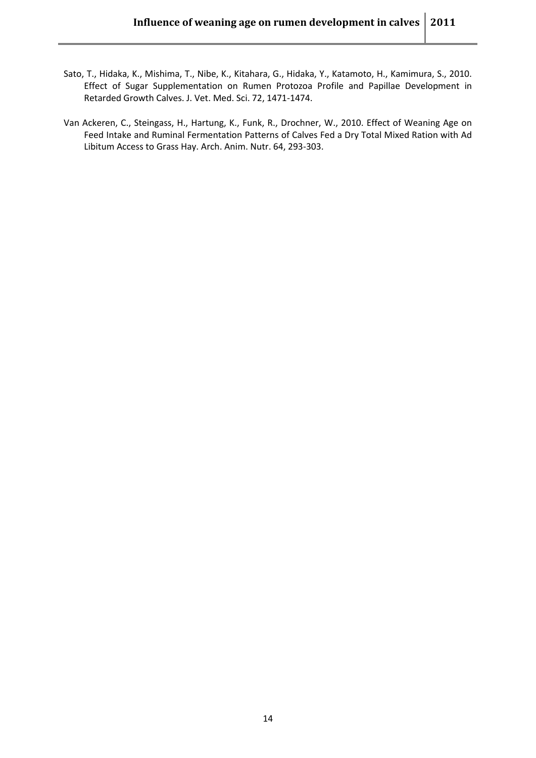Sato, T., Hidaka, K., Mishima, T., Nibe, K., Kitahara, G., Hidaka, Y., Katamoto, H., Kamimura, S., 2010. Effect of Sugar Supplementation on Rumen Protozoa Profile and Papillae Development in Retarded Growth Calves. J. Vet. Med. Sci. 72, 1471-1474.

Van Ackeren, C., Steingass, H., Hartung, K., Funk, R., Drochner, W., 2010. Effect of Weaning Age on Feed Intake and Ruminal Fermentation Patterns of Calves Fed a Dry Total Mixed Ration with Ad Libitum Access to Grass Hay. Arch. Anim. Nutr. 64, 293-303.